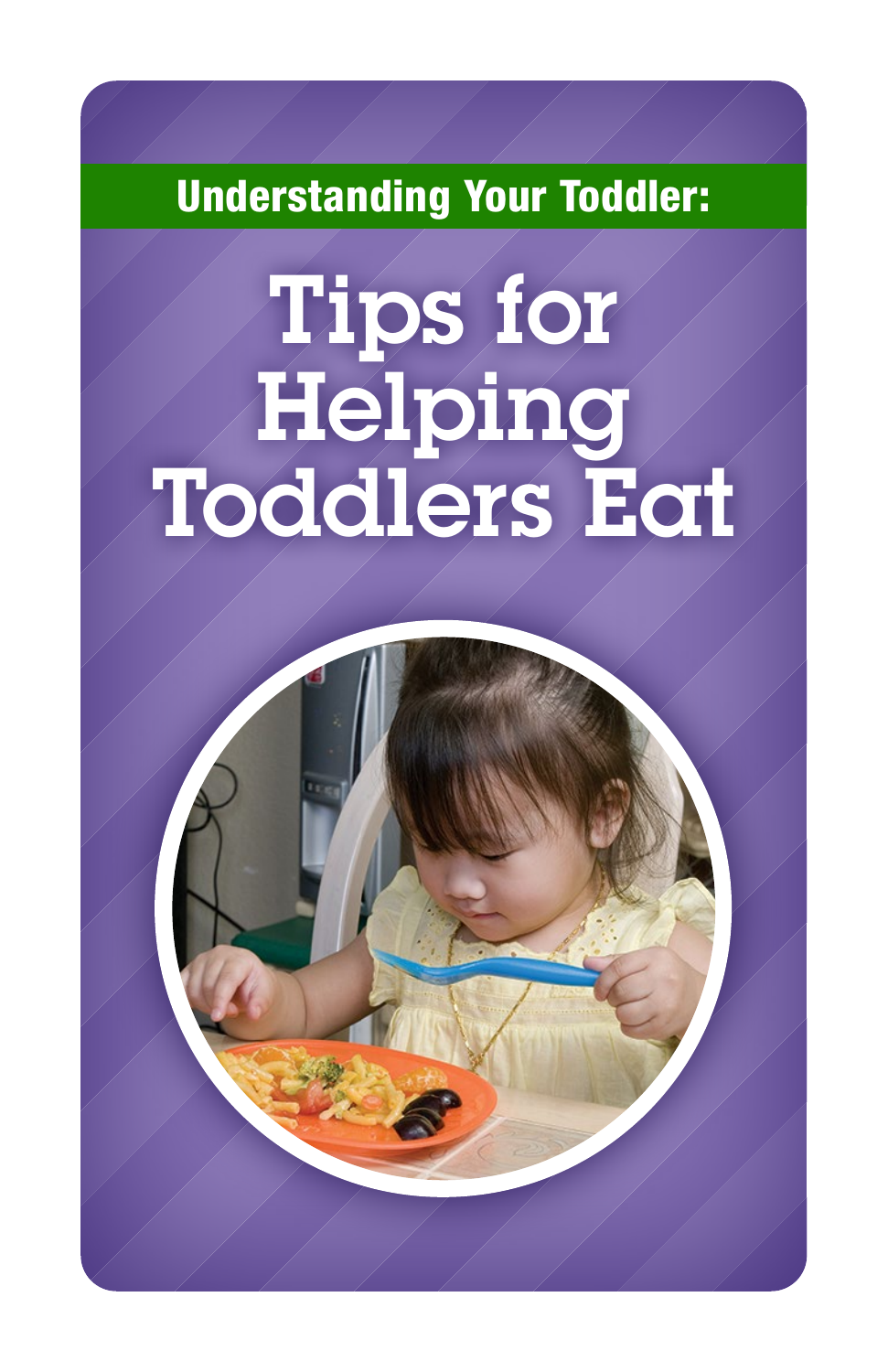Understanding Your Toddler:

# Tips for Helping Toddlers Eat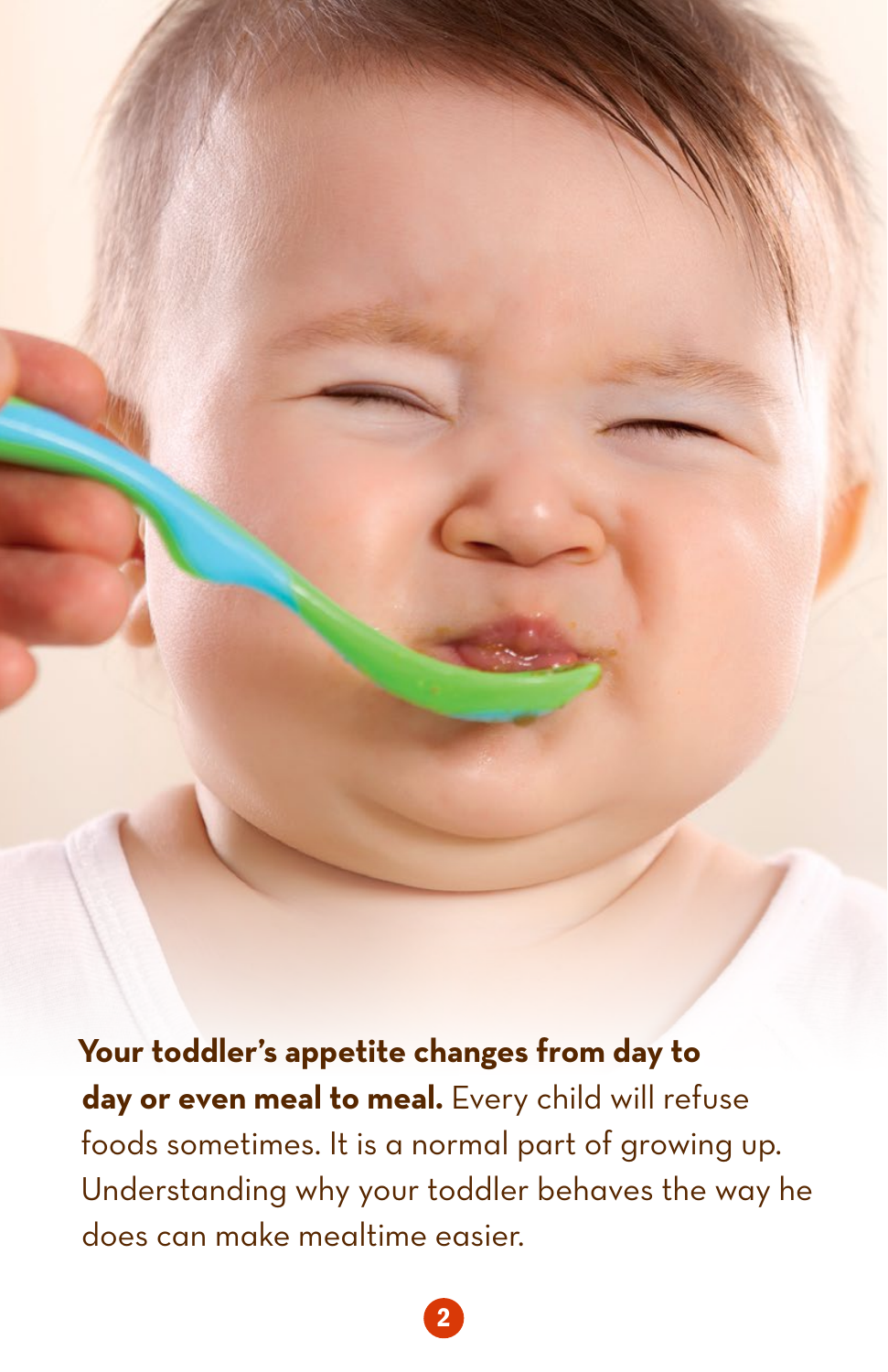**Your toddler's appetite changes from day to day or even meal to meal.** Every child will refuse foods sometimes. It is a normal part of growing up. Understanding why your toddler behaves the way he does can make mealtime easier.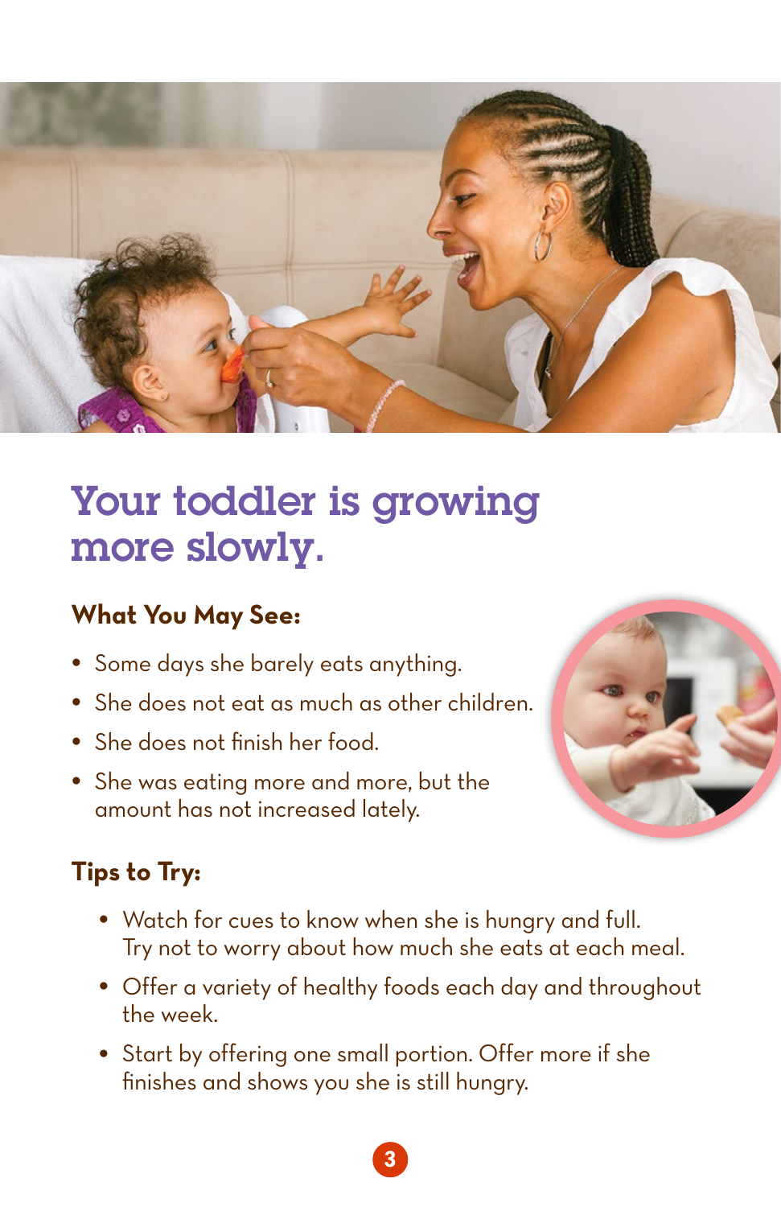# Your toddler is growing more slowly.

### What You May See:

- Some days she barely eats anything.
- She does not eat as much as other children.
- She does not finish her food.
- She was eating more and more, but the amount has not increased lately.

### Tips to Try:

- Watch for cues to know when she is hungry and full. Try not to worry about how much she eats at each meal.
- Offer a variety of healthy foods each day and throughout the week.
- Start by offering one small portion. Offer more if she finishes and shows you she is still hungry.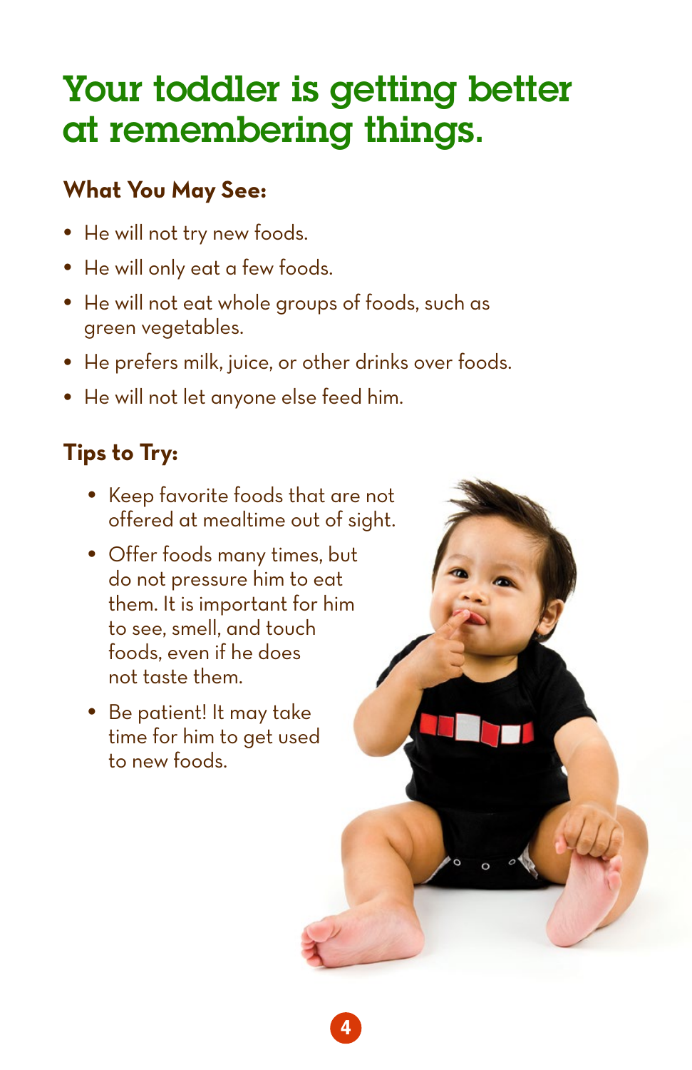# Your toddler is getting better at remembering things.

### What You May See:

- He will not try new foods.
- He will only eat a few foods.
- He will not eat whole groups of foods, such as green vegetables.
- He prefers milk, juice, or other drinks over foods.
- He will not let anyone else feed him.

### Tips to Try:

- Keep favorite foods that are not offered at mealtime out of sight.
- Offer foods many times, but do not pressure him to eat them. It is important for him to see, smell, and touch foods, even if he does not taste them.
- Be patient! It may take time for him to get used to new foods.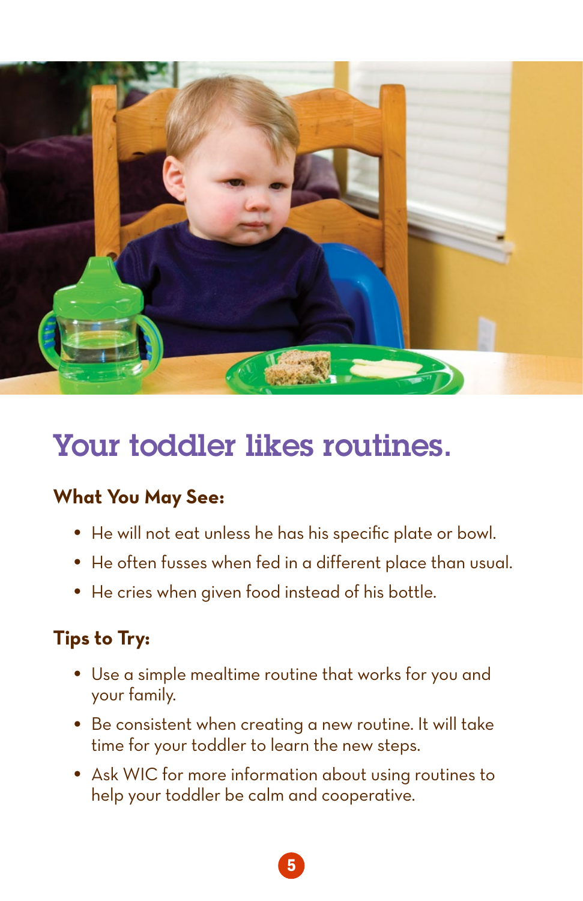# Your toddler likes routines.

**What You May See:**

- He will not eat unless he has his specific plate or bowl.
- He often fusses when fed in a different place than usual.
- He cries when given food instead of his bottle.

**Tips to Try:**

- Use a simple mealtime routine that works for you and your family.
- Be consistent when creating a new routine. It will take time for your toddler to learn the new steps.
- Ask WIC for more information about using routines to help your toddler be calm and cooperative.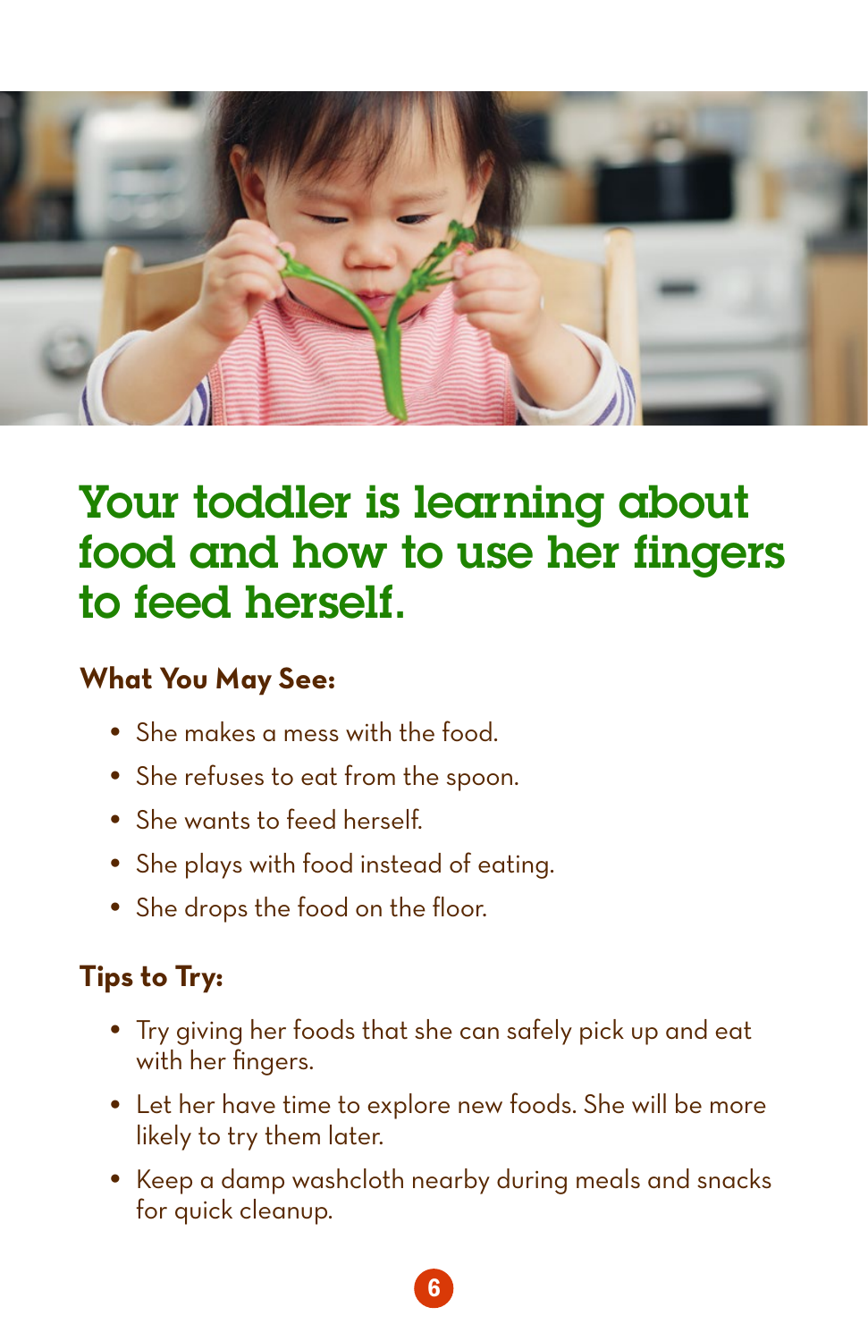# Your toddler is learning about food and how to use her fingers to feed herself.

### What You May See:

- She makes a mess with the food.
- She refuses to eat from the spoon.
- She wants to feed herself.
- She plays with food instead of eating.
- She drops the food on the floor.

### Tips to Try:

- Try giving her foods that she can safely pick up and eat with her fingers.
- Let her have time to explore new foods. She will be more likely to try them later.
- Keep a damp washcloth nearby during meals and snacks for quick cleanup.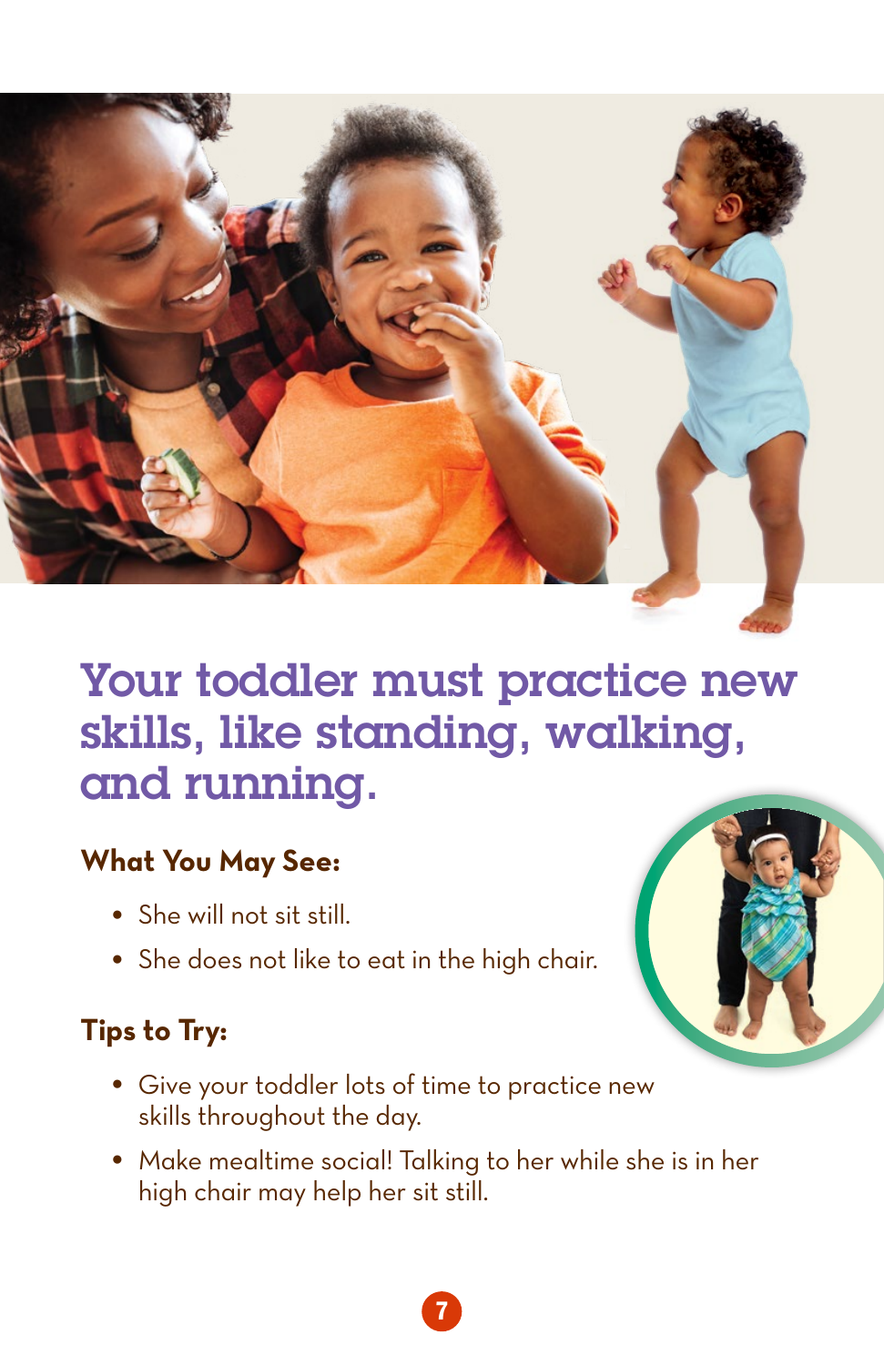# Your toddler must practice new skills, like standing, walking, and running.

### What You May See:

- She will not sit still.
- She does not like to eat in the high chair.

### Tips to Try:

- Give your toddler lots of time to practice new skills throughout the day.
- Make mealtime social! Talking to her while she is in her high chair may help her sit still.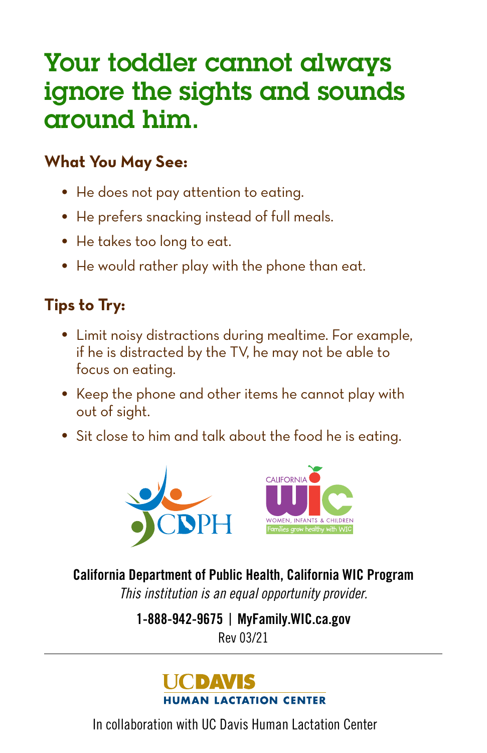# Your toddler cannot always ignore the sights and sounds around him.

## What You May See:

- He does not pay attention to eating.
- He prefers snacking instead of full meals.
- He takes too long to eat.
- He would rather play with the phone than eat.

## Tips to Try:

- Limit noisy distractions during mealtime. For example, if he is distracted by the TV, he may not be able to focus on eating.
- Keep the phone and other items he cannot play with out of sight.
- Sit close to him and talk about the food he is eating.

CDPH

CALIFORNIA WIC
WOMEN, INFANTS & CHILDREN
Families grow healthy with WIC

**California Department of Public Health, California WIC Program**

*This institution is an equal opportunity provider.*

**1-888-942-9675 | MyFamily.WIC.ca.gov**

Rev 03/21

---

UCDAVIS
HUMAN LACTATION CENTER

In collaboration with UC Davis Human Lactation Center